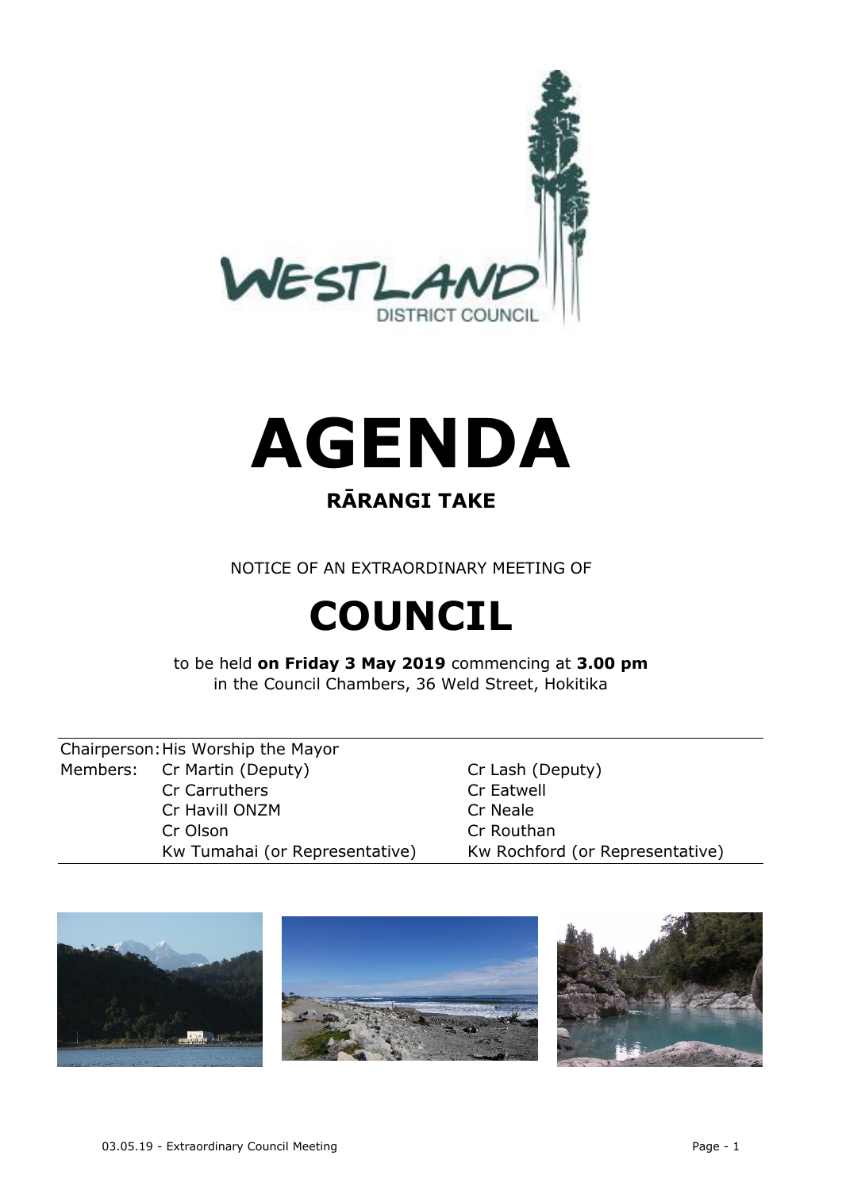# AGENDA

## RĀRANGI TAKE

NOTICE OF AN EXTRAORDINARY MEETING OF

# COUNCIL

to be held **on Friday 3 May 2019** commencing at **3.00 pm**
in the Council Chambers, 36 Weld Street, Hokitika

| | | |
|---|---|---|
| Chairperson: | His Worship the Mayor | |
| Members: | Cr Martin (Deputy) | Cr Lash (Deputy) |
| | Cr Carruthers | Cr Eatwell |
| | Cr Havill ONZM | Cr Neale |
| | Cr Olson | Cr Routhan |
| | Kw Tumahai (or Representative) | Kw Rochford (or Representative) |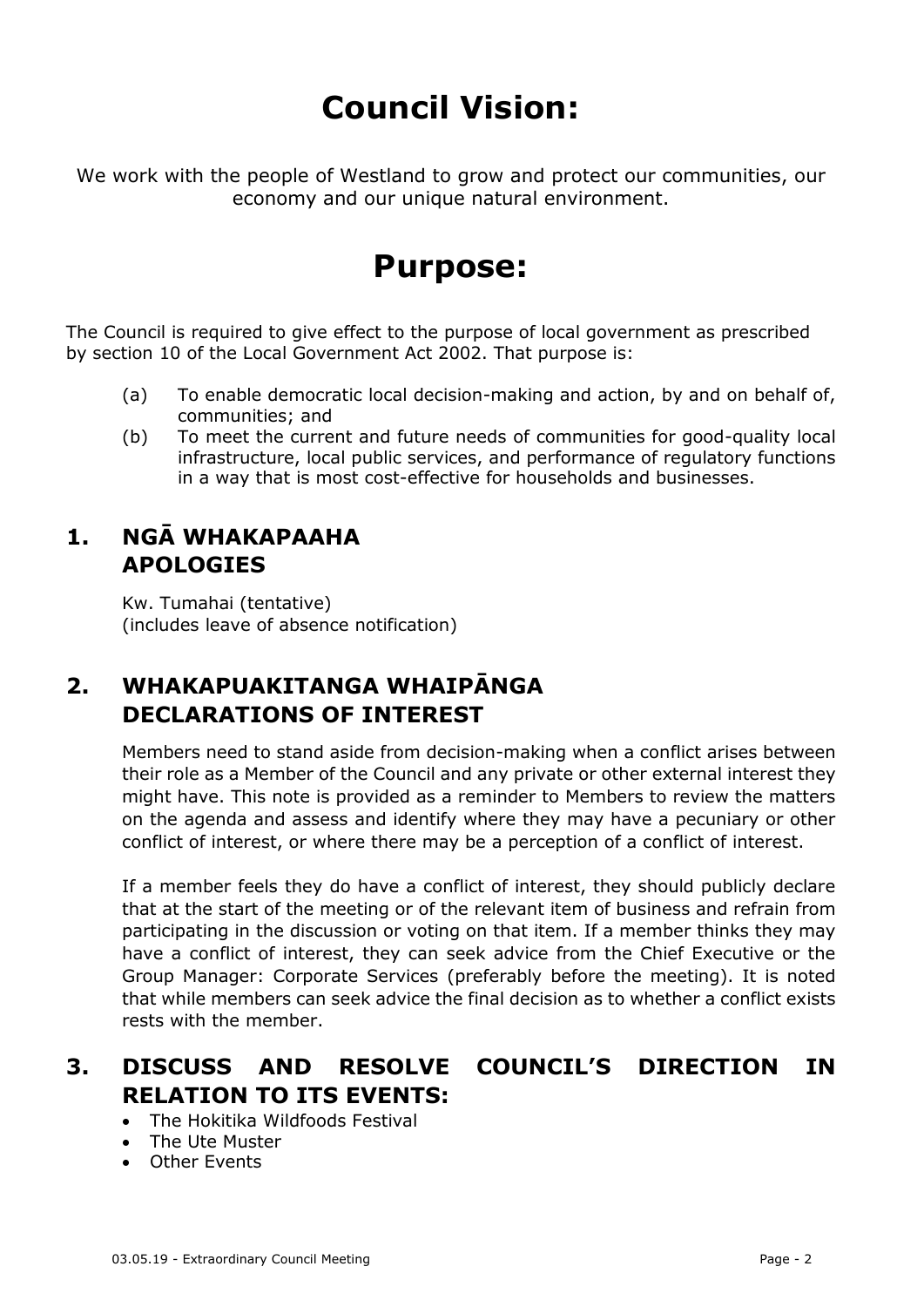# Council Vision:

We work with the people of Westland to grow and protect our communities, our economy and our unique natural environment.

# Purpose:

The Council is required to give effect to the purpose of local government as prescribed by section 10 of the Local Government Act 2002. That purpose is:

(a) To enable democratic local decision-making and action, by and on behalf of, communities; and

(b) To meet the current and future needs of communities for good-quality local infrastructure, local public services, and performance of regulatory functions in a way that is most cost-effective for households and businesses.

## 1. NGĀ WHAKAPAAHA APOLOGIES

Kw. Tumahai (tentative)
(includes leave of absence notification)

## 2. WHAKAPUAKITANGA WHAIPĀNGA DECLARATIONS OF INTEREST

Members need to stand aside from decision-making when a conflict arises between their role as a Member of the Council and any private or other external interest they might have. This note is provided as a reminder to Members to review the matters on the agenda and assess and identify where they may have a pecuniary or other conflict of interest, or where there may be a perception of a conflict of interest.

If a member feels they do have a conflict of interest, they should publicly declare that at the start of the meeting or of the relevant item of business and refrain from participating in the discussion or voting on that item. If a member thinks they may have a conflict of interest, they can seek advice from the Chief Executive or the Group Manager: Corporate Services (preferably before the meeting). It is noted that while members can seek advice the final decision as to whether a conflict exists rests with the member.

## 3. DISCUSS AND RESOLVE COUNCIL'S DIRECTION IN RELATION TO ITS EVENTS:

- The Hokitika Wildfoods Festival
- The Ute Muster
- Other Events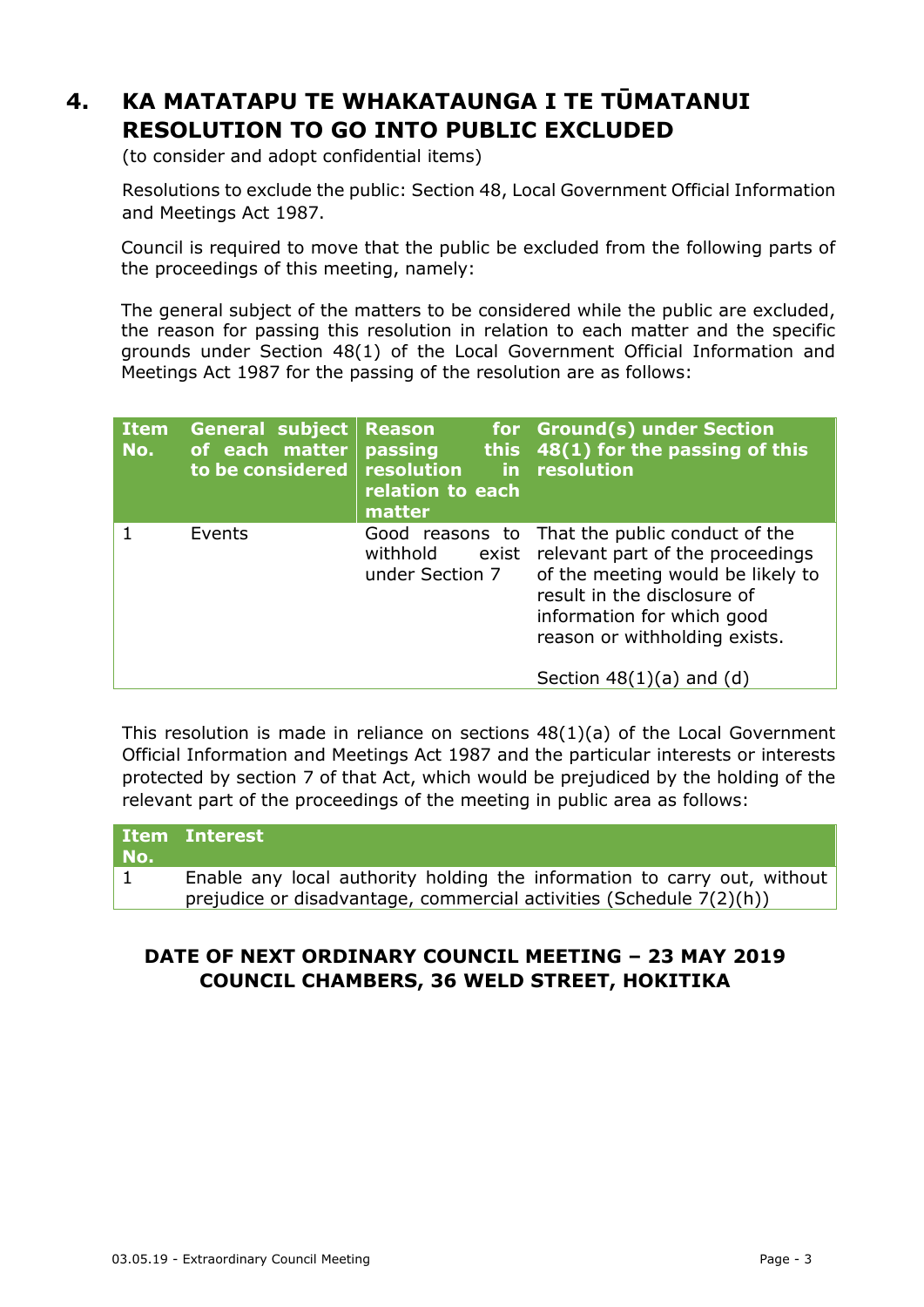# 4. KA MATATAPU TE WHAKATAUNGA I TE TŪMATANUI RESOLUTION TO GO INTO PUBLIC EXCLUDED

(to consider and adopt confidential items)

Resolutions to exclude the public: Section 48, Local Government Official Information and Meetings Act 1987.

Council is required to move that the public be excluded from the following parts of the proceedings of this meeting, namely:

The general subject of the matters to be considered while the public are excluded, the reason for passing this resolution in relation to each matter and the specific grounds under Section 48(1) of the Local Government Official Information and Meetings Act 1987 for the passing of the resolution are as follows:

| Item No. | General subject of each matter to be considered | Reason for passing this resolution in relation to each matter | Ground(s) under Section 48(1) for the passing of this resolution |
|---|---|---|---|
| 1 | Events | Good reasons to withhold exist under Section 7 | That the public conduct of the relevant part of the proceedings of the meeting would be likely to result in the disclosure of information for which good reason or withholding exists.<br><br>Section 48(1)(a) and (d) |

This resolution is made in reliance on sections 48(1)(a) of the Local Government Official Information and Meetings Act 1987 and the particular interests or interests protected by section 7 of that Act, which would be prejudiced by the holding of the relevant part of the proceedings of the meeting in public area as follows:

| Item No. | Interest |
|---|---|
| 1 | Enable any local authority holding the information to carry out, without prejudice or disadvantage, commercial activities (Schedule 7(2)(h)) |

## DATE OF NEXT ORDINARY COUNCIL MEETING – 23 MAY 2019
## COUNCIL CHAMBERS, 36 WELD STREET, HOKITIKA